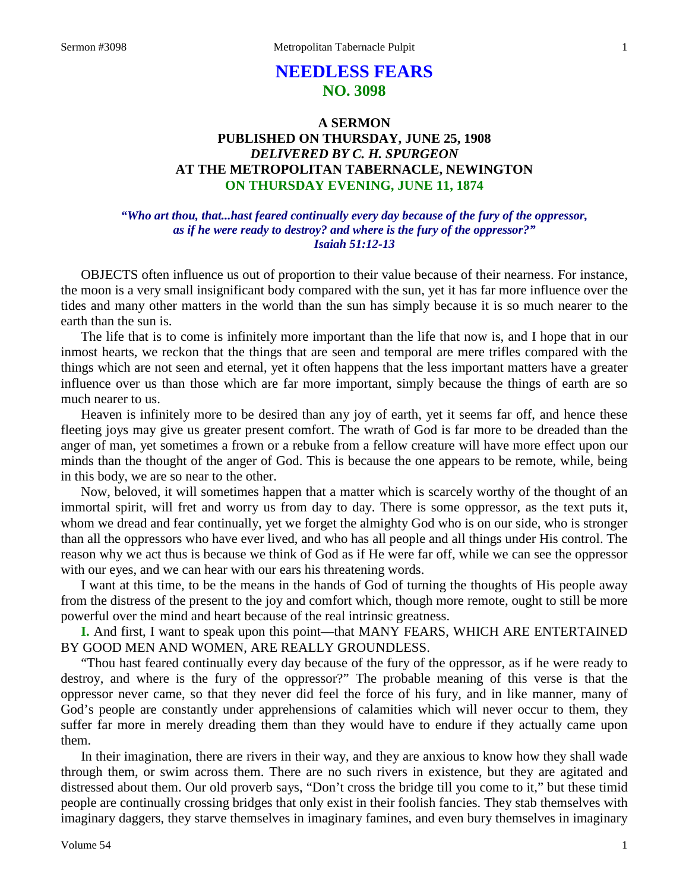# NEEDLESS FEARS
## NO. 3098

### A SERMON
### PUBLISHED ON THURSDAY, JUNE 25, 1908
### *DELIVERED BY C. H. SPURGEON*
### AT THE METROPOLITAN TABERNACLE, NEWINGTON
### ON THURSDAY EVENING, JUNE 11, 1874

*"Who art thou, that...hast feared continually every day because of the fury of the oppressor, as if he were ready to destroy? and where is the fury of the oppressor?"*
*Isaiah 51:12-13*

OBJECTS often influence us out of proportion to their value because of their nearness. For instance, the moon is a very small insignificant body compared with the sun, yet it has far more influence over the tides and many other matters in the world than the sun has simply because it is so much nearer to the earth than the sun is.

The life that is to come is infinitely more important than the life that now is, and I hope that in our inmost hearts, we reckon that the things that are seen and temporal are mere trifles compared with the things which are not seen and eternal, yet it often happens that the less important matters have a greater influence over us than those which are far more important, simply because the things of earth are so much nearer to us.

Heaven is infinitely more to be desired than any joy of earth, yet it seems far off, and hence these fleeting joys may give us greater present comfort. The wrath of God is far more to be dreaded than the anger of man, yet sometimes a frown or a rebuke from a fellow creature will have more effect upon our minds than the thought of the anger of God. This is because the one appears to be remote, while, being in this body, we are so near to the other.

Now, beloved, it will sometimes happen that a matter which is scarcely worthy of the thought of an immortal spirit, will fret and worry us from day to day. There is some oppressor, as the text puts it, whom we dread and fear continually, yet we forget the almighty God who is on our side, who is stronger than all the oppressors who have ever lived, and who has all people and all things under His control. The reason why we act thus is because we think of God as if He were far off, while we can see the oppressor with our eyes, and we can hear with our ears his threatening words.

I want at this time, to be the means in the hands of God of turning the thoughts of His people away from the distress of the present to the joy and comfort which, though more remote, ought to still be more powerful over the mind and heart because of the real intrinsic greatness.

**I.** And first, I want to speak upon this point—that MANY FEARS, WHICH ARE ENTERTAINED BY GOOD MEN AND WOMEN, ARE REALLY GROUNDLESS.

"Thou hast feared continually every day because of the fury of the oppressor, as if he were ready to destroy, and where is the fury of the oppressor?" The probable meaning of this verse is that the oppressor never came, so that they never did feel the force of his fury, and in like manner, many of God's people are constantly under apprehensions of calamities which will never occur to them, they suffer far more in merely dreading them than they would have to endure if they actually came upon them.

In their imagination, there are rivers in their way, and they are anxious to know how they shall wade through them, or swim across them. There are no such rivers in existence, but they are agitated and distressed about them. Our old proverb says, "Don't cross the bridge till you come to it," but these timid people are continually crossing bridges that only exist in their foolish fancies. They stab themselves with imaginary daggers, they starve themselves in imaginary famines, and even bury themselves in imaginary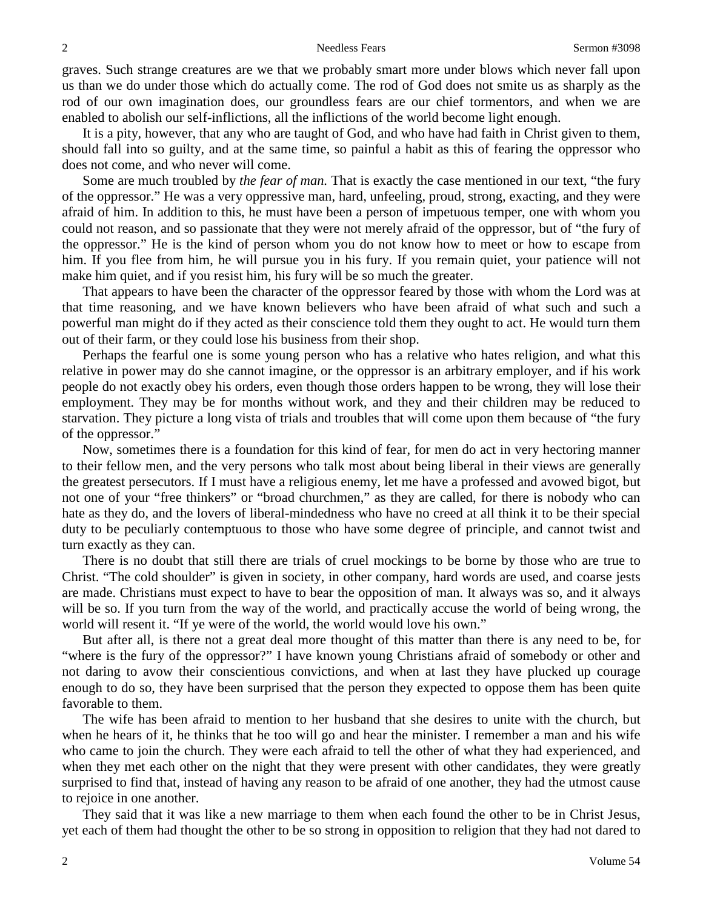graves. Such strange creatures are we that we probably smart more under blows which never fall upon us than we do under those which do actually come. The rod of God does not smite us as sharply as the rod of our own imagination does, our groundless fears are our chief tormentors, and when we are enabled to abolish our self-inflictions, all the inflictions of the world become light enough.

It is a pity, however, that any who are taught of God, and who have had faith in Christ given to them, should fall into so guilty, and at the same time, so painful a habit as this of fearing the oppressor who does not come, and who never will come.

Some are much troubled by *the fear of man.* That is exactly the case mentioned in our text, "the fury of the oppressor." He was a very oppressive man, hard, unfeeling, proud, strong, exacting, and they were afraid of him. In addition to this, he must have been a person of impetuous temper, one with whom you could not reason, and so passionate that they were not merely afraid of the oppressor, but of "the fury of the oppressor." He is the kind of person whom you do not know how to meet or how to escape from him. If you flee from him, he will pursue you in his fury. If you remain quiet, your patience will not make him quiet, and if you resist him, his fury will be so much the greater.

That appears to have been the character of the oppressor feared by those with whom the Lord was at that time reasoning, and we have known believers who have been afraid of what such and such a powerful man might do if they acted as their conscience told them they ought to act. He would turn them out of their farm, or they could lose his business from their shop.

Perhaps the fearful one is some young person who has a relative who hates religion, and what this relative in power may do she cannot imagine, or the oppressor is an arbitrary employer, and if his work people do not exactly obey his orders, even though those orders happen to be wrong, they will lose their employment. They may be for months without work, and they and their children may be reduced to starvation. They picture a long vista of trials and troubles that will come upon them because of "the fury of the oppressor."

Now, sometimes there is a foundation for this kind of fear, for men do act in very hectoring manner to their fellow men, and the very persons who talk most about being liberal in their views are generally the greatest persecutors. If I must have a religious enemy, let me have a professed and avowed bigot, but not one of your "free thinkers" or "broad churchmen," as they are called, for there is nobody who can hate as they do, and the lovers of liberal-mindedness who have no creed at all think it to be their special duty to be peculiarly contemptuous to those who have some degree of principle, and cannot twist and turn exactly as they can.

There is no doubt that still there are trials of cruel mockings to be borne by those who are true to Christ. "The cold shoulder" is given in society, in other company, hard words are used, and coarse jests are made. Christians must expect to have to bear the opposition of man. It always was so, and it always will be so. If you turn from the way of the world, and practically accuse the world of being wrong, the world will resent it. "If ye were of the world, the world would love his own."

But after all, is there not a great deal more thought of this matter than there is any need to be, for "where is the fury of the oppressor?" I have known young Christians afraid of somebody or other and not daring to avow their conscientious convictions, and when at last they have plucked up courage enough to do so, they have been surprised that the person they expected to oppose them has been quite favorable to them.

The wife has been afraid to mention to her husband that she desires to unite with the church, but when he hears of it, he thinks that he too will go and hear the minister. I remember a man and his wife who came to join the church. They were each afraid to tell the other of what they had experienced, and when they met each other on the night that they were present with other candidates, they were greatly surprised to find that, instead of having any reason to be afraid of one another, they had the utmost cause to rejoice in one another.

They said that it was like a new marriage to them when each found the other to be in Christ Jesus, yet each of them had thought the other to be so strong in opposition to religion that they had not dared to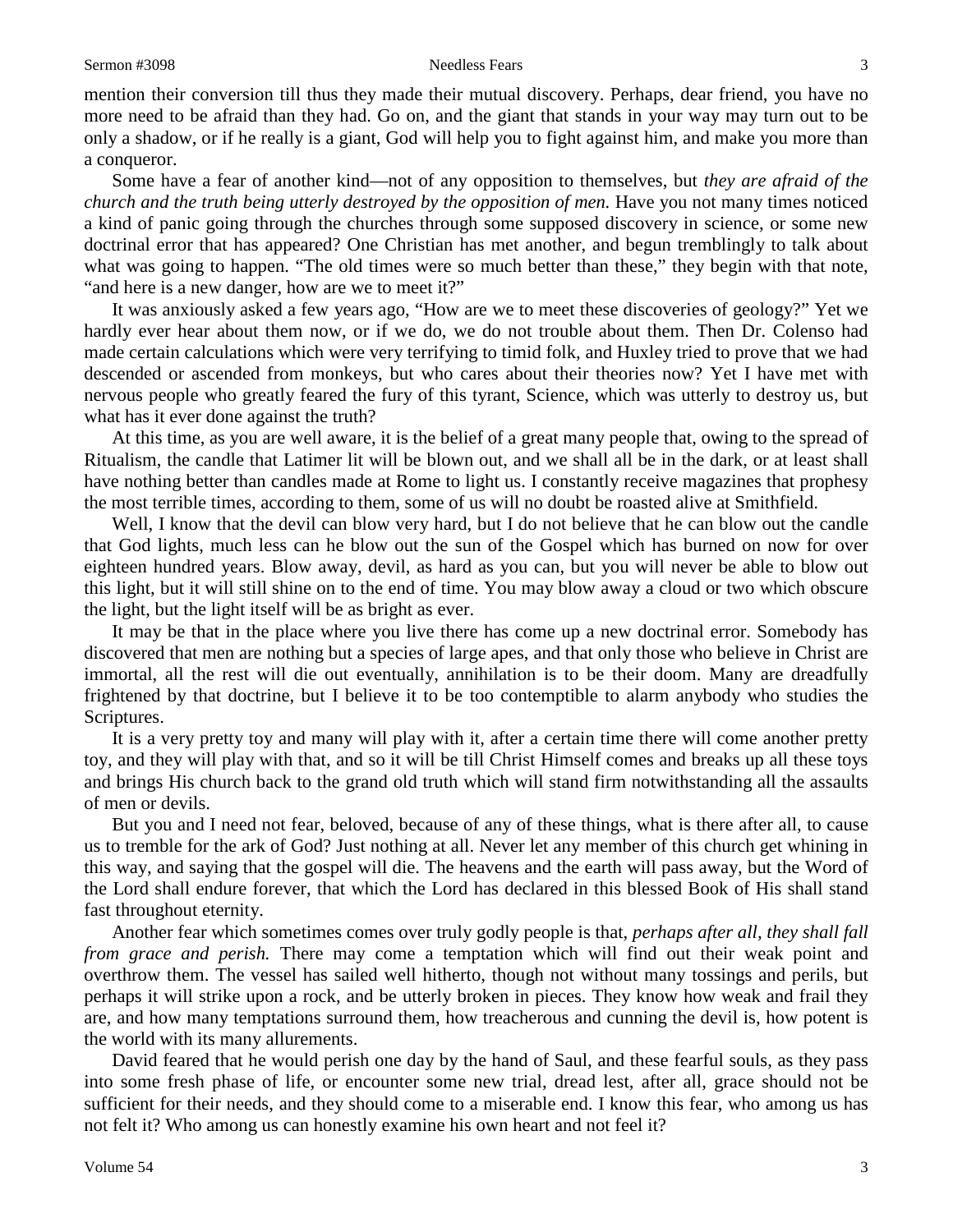mention their conversion till thus they made their mutual discovery. Perhaps, dear friend, you have no more need to be afraid than they had. Go on, and the giant that stands in your way may turn out to be only a shadow, or if he really is a giant, God will help you to fight against him, and make you more than a conqueror.

Some have a fear of another kind—not of any opposition to themselves, but *they are afraid of the church and the truth being utterly destroyed by the opposition of men.* Have you not many times noticed a kind of panic going through the churches through some supposed discovery in science, or some new doctrinal error that has appeared? One Christian has met another, and begun tremblingly to talk about what was going to happen. "The old times were so much better than these," they begin with that note, "and here is a new danger, how are we to meet it?"

It was anxiously asked a few years ago, "How are we to meet these discoveries of geology?" Yet we hardly ever hear about them now, or if we do, we do not trouble about them. Then Dr. Colenso had made certain calculations which were very terrifying to timid folk, and Huxley tried to prove that we had descended or ascended from monkeys, but who cares about their theories now? Yet I have met with nervous people who greatly feared the fury of this tyrant, Science, which was utterly to destroy us, but what has it ever done against the truth?

At this time, as you are well aware, it is the belief of a great many people that, owing to the spread of Ritualism, the candle that Latimer lit will be blown out, and we shall all be in the dark, or at least shall have nothing better than candles made at Rome to light us. I constantly receive magazines that prophesy the most terrible times, according to them, some of us will no doubt be roasted alive at Smithfield.

Well, I know that the devil can blow very hard, but I do not believe that he can blow out the candle that God lights, much less can he blow out the sun of the Gospel which has burned on now for over eighteen hundred years. Blow away, devil, as hard as you can, but you will never be able to blow out this light, but it will still shine on to the end of time. You may blow away a cloud or two which obscure the light, but the light itself will be as bright as ever.

It may be that in the place where you live there has come up a new doctrinal error. Somebody has discovered that men are nothing but a species of large apes, and that only those who believe in Christ are immortal, all the rest will die out eventually, annihilation is to be their doom. Many are dreadfully frightened by that doctrine, but I believe it to be too contemptible to alarm anybody who studies the Scriptures.

It is a very pretty toy and many will play with it, after a certain time there will come another pretty toy, and they will play with that, and so it will be till Christ Himself comes and breaks up all these toys and brings His church back to the grand old truth which will stand firm notwithstanding all the assaults of men or devils.

But you and I need not fear, beloved, because of any of these things, what is there after all, to cause us to tremble for the ark of God? Just nothing at all. Never let any member of this church get whining in this way, and saying that the gospel will die. The heavens and the earth will pass away, but the Word of the Lord shall endure forever, that which the Lord has declared in this blessed Book of His shall stand fast throughout eternity.

Another fear which sometimes comes over truly godly people is that, *perhaps after all, they shall fall from grace and perish.* There may come a temptation which will find out their weak point and overthrow them. The vessel has sailed well hitherto, though not without many tossings and perils, but perhaps it will strike upon a rock, and be utterly broken in pieces. They know how weak and frail they are, and how many temptations surround them, how treacherous and cunning the devil is, how potent is the world with its many allurements.

David feared that he would perish one day by the hand of Saul, and these fearful souls, as they pass into some fresh phase of life, or encounter some new trial, dread lest, after all, grace should not be sufficient for their needs, and they should come to a miserable end. I know this fear, who among us has not felt it? Who among us can honestly examine his own heart and not feel it?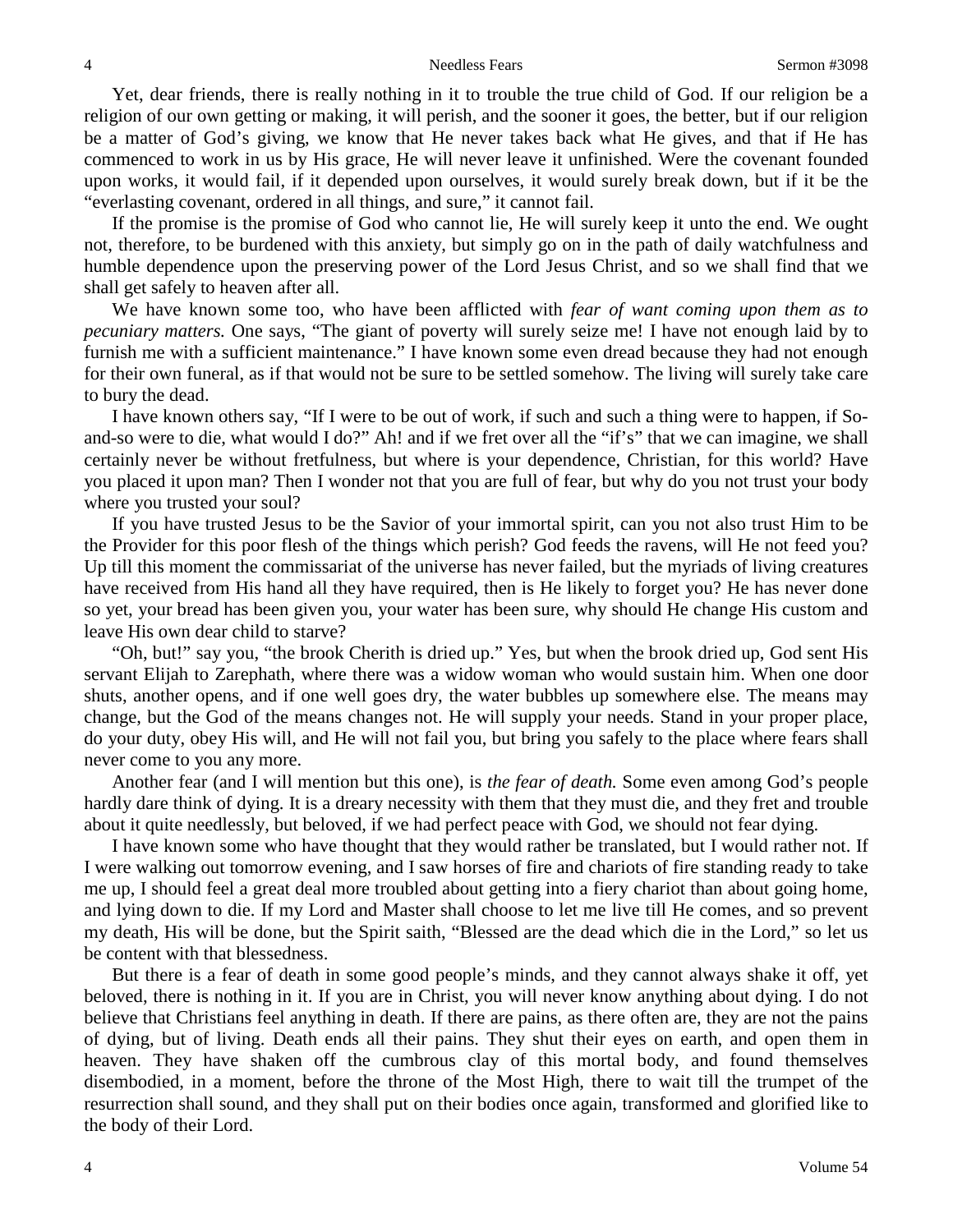Yet, dear friends, there is really nothing in it to trouble the true child of God. If our religion be a religion of our own getting or making, it will perish, and the sooner it goes, the better, but if our religion be a matter of God's giving, we know that He never takes back what He gives, and that if He has commenced to work in us by His grace, He will never leave it unfinished. Were the covenant founded upon works, it would fail, if it depended upon ourselves, it would surely break down, but if it be the "everlasting covenant, ordered in all things, and sure," it cannot fail.

If the promise is the promise of God who cannot lie, He will surely keep it unto the end. We ought not, therefore, to be burdened with this anxiety, but simply go on in the path of daily watchfulness and humble dependence upon the preserving power of the Lord Jesus Christ, and so we shall find that we shall get safely to heaven after all.

We have known some too, who have been afflicted with *fear of want coming upon them as to pecuniary matters.* One says, "The giant of poverty will surely seize me! I have not enough laid by to furnish me with a sufficient maintenance." I have known some even dread because they had not enough for their own funeral, as if that would not be sure to be settled somehow. The living will surely take care to bury the dead.

I have known others say, "If I were to be out of work, if such and such a thing were to happen, if So-and-so were to die, what would I do?" Ah! and if we fret over all the "if's" that we can imagine, we shall certainly never be without fretfulness, but where is your dependence, Christian, for this world? Have you placed it upon man? Then I wonder not that you are full of fear, but why do you not trust your body where you trusted your soul?

If you have trusted Jesus to be the Savior of your immortal spirit, can you not also trust Him to be the Provider for this poor flesh of the things which perish? God feeds the ravens, will He not feed you? Up till this moment the commissariat of the universe has never failed, but the myriads of living creatures have received from His hand all they have required, then is He likely to forget you? He has never done so yet, your bread has been given you, your water has been sure, why should He change His custom and leave His own dear child to starve?

"Oh, but!" say you, "the brook Cherith is dried up." Yes, but when the brook dried up, God sent His servant Elijah to Zarephath, where there was a widow woman who would sustain him. When one door shuts, another opens, and if one well goes dry, the water bubbles up somewhere else. The means may change, but the God of the means changes not. He will supply your needs. Stand in your proper place, do your duty, obey His will, and He will not fail you, but bring you safely to the place where fears shall never come to you any more.

Another fear (and I will mention but this one), is *the fear of death.* Some even among God's people hardly dare think of dying. It is a dreary necessity with them that they must die, and they fret and trouble about it quite needlessly, but beloved, if we had perfect peace with God, we should not fear dying.

I have known some who have thought that they would rather be translated, but I would rather not. If I were walking out tomorrow evening, and I saw horses of fire and chariots of fire standing ready to take me up, I should feel a great deal more troubled about getting into a fiery chariot than about going home, and lying down to die. If my Lord and Master shall choose to let me live till He comes, and so prevent my death, His will be done, but the Spirit saith, "Blessed are the dead which die in the Lord," so let us be content with that blessedness.

But there is a fear of death in some good people's minds, and they cannot always shake it off, yet beloved, there is nothing in it. If you are in Christ, you will never know anything about dying. I do not believe that Christians feel anything in death. If there are pains, as there often are, they are not the pains of dying, but of living. Death ends all their pains. They shut their eyes on earth, and open them in heaven. They have shaken off the cumbrous clay of this mortal body, and found themselves disembodied, in a moment, before the throne of the Most High, there to wait till the trumpet of the resurrection shall sound, and they shall put on their bodies once again, transformed and glorified like to the body of their Lord.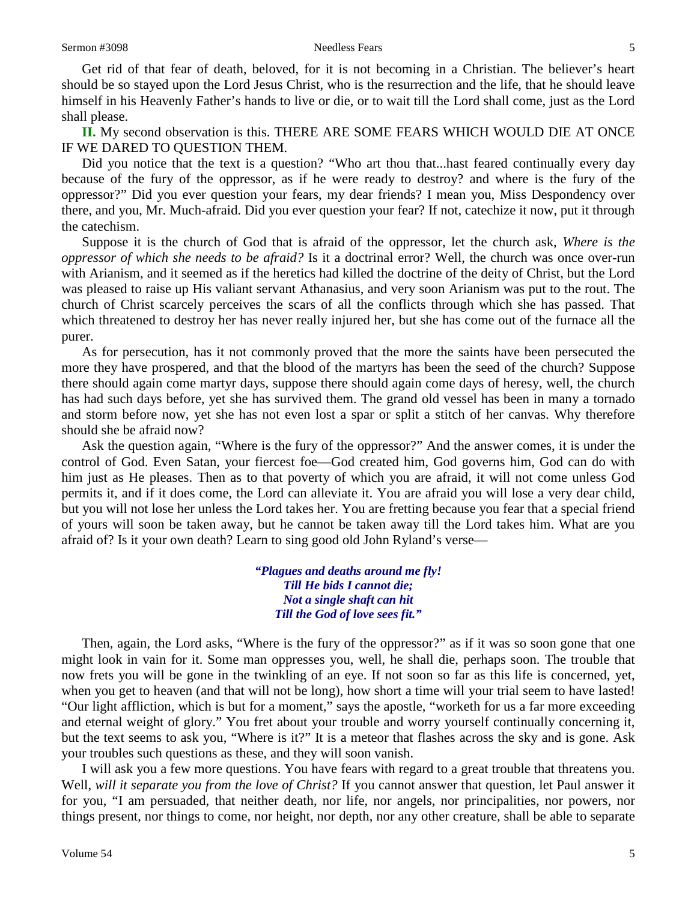Get rid of that fear of death, beloved, for it is not becoming in a Christian. The believer's heart should be so stayed upon the Lord Jesus Christ, who is the resurrection and the life, that he should leave himself in his Heavenly Father's hands to live or die, or to wait till the Lord shall come, just as the Lord shall please.

**II.** My second observation is this. THERE ARE SOME FEARS WHICH WOULD DIE AT ONCE IF WE DARED TO QUESTION THEM.

Did you notice that the text is a question? "Who art thou that...hast feared continually every day because of the fury of the oppressor, as if he were ready to destroy? and where is the fury of the oppressor?" Did you ever question your fears, my dear friends? I mean you, Miss Despondency over there, and you, Mr. Much-afraid. Did you ever question your fear? If not, catechize it now, put it through the catechism.

Suppose it is the church of God that is afraid of the oppressor, let the church ask, *Where is the oppressor of which she needs to be afraid?* Is it a doctrinal error? Well, the church was once over-run with Arianism, and it seemed as if the heretics had killed the doctrine of the deity of Christ, but the Lord was pleased to raise up His valiant servant Athanasius, and very soon Arianism was put to the rout. The church of Christ scarcely perceives the scars of all the conflicts through which she has passed. That which threatened to destroy her has never really injured her, but she has come out of the furnace all the purer.

As for persecution, has it not commonly proved that the more the saints have been persecuted the more they have prospered, and that the blood of the martyrs has been the seed of the church? Suppose there should again come martyr days, suppose there should again come days of heresy, well, the church has had such days before, yet she has survived them. The grand old vessel has been in many a tornado and storm before now, yet she has not even lost a spar or split a stitch of her canvas. Why therefore should she be afraid now?

Ask the question again, "Where is the fury of the oppressor?" And the answer comes, it is under the control of God. Even Satan, your fiercest foe—God created him, God governs him, God can do with him just as He pleases. Then as to that poverty of which you are afraid, it will not come unless God permits it, and if it does come, the Lord can alleviate it. You are afraid you will lose a very dear child, but you will not lose her unless the Lord takes her. You are fretting because you fear that a special friend of yours will soon be taken away, but he cannot be taken away till the Lord takes him. What are you afraid of? Is it your own death? Learn to sing good old John Ryland's verse—

> ***"Plagues and deaths around me fly!***
> ***Till He bids I cannot die;***
> ***Not a single shaft can hit***
> ***Till the God of love sees fit."***

Then, again, the Lord asks, "Where is the fury of the oppressor?" as if it was so soon gone that one might look in vain for it. Some man oppresses you, well, he shall die, perhaps soon. The trouble that now frets you will be gone in the twinkling of an eye. If not soon so far as this life is concerned, yet, when you get to heaven (and that will not be long), how short a time will your trial seem to have lasted! "Our light affliction, which is but for a moment," says the apostle, "worketh for us a far more exceeding and eternal weight of glory." You fret about your trouble and worry yourself continually concerning it, but the text seems to ask you, "Where is it?" It is a meteor that flashes across the sky and is gone. Ask your troubles such questions as these, and they will soon vanish.

I will ask you a few more questions. You have fears with regard to a great trouble that threatens you. Well, *will it separate you from the love of Christ?* If you cannot answer that question, let Paul answer it for you, "I am persuaded, that neither death, nor life, nor angels, nor principalities, nor powers, nor things present, nor things to come, nor height, nor depth, nor any other creature, shall be able to separate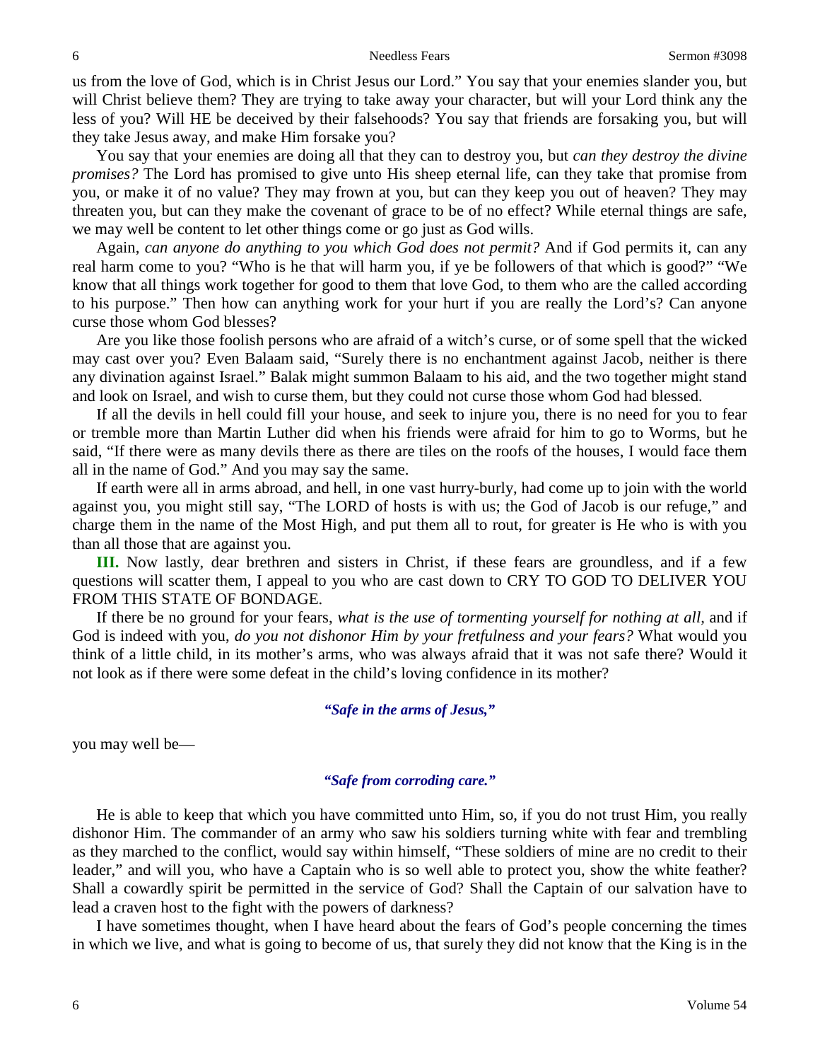us from the love of God, which is in Christ Jesus our Lord." You say that your enemies slander you, but will Christ believe them? They are trying to take away your character, but will your Lord think any the less of you? Will HE be deceived by their falsehoods? You say that friends are forsaking you, but will they take Jesus away, and make Him forsake you?

You say that your enemies are doing all that they can to destroy you, but *can they destroy the divine promises?* The Lord has promised to give unto His sheep eternal life, can they take that promise from you, or make it of no value? They may frown at you, but can they keep you out of heaven? They may threaten you, but can they make the covenant of grace to be of no effect? While eternal things are safe, we may well be content to let other things come or go just as God wills.

Again, *can anyone do anything to you which God does not permit?* And if God permits it, can any real harm come to you? "Who is he that will harm you, if ye be followers of that which is good?" "We know that all things work together for good to them that love God, to them who are the called according to his purpose." Then how can anything work for your hurt if you are really the Lord's? Can anyone curse those whom God blesses?

Are you like those foolish persons who are afraid of a witch's curse, or of some spell that the wicked may cast over you? Even Balaam said, "Surely there is no enchantment against Jacob, neither is there any divination against Israel." Balak might summon Balaam to his aid, and the two together might stand and look on Israel, and wish to curse them, but they could not curse those whom God had blessed.

If all the devils in hell could fill your house, and seek to injure you, there is no need for you to fear or tremble more than Martin Luther did when his friends were afraid for him to go to Worms, but he said, "If there were as many devils there as there are tiles on the roofs of the houses, I would face them all in the name of God." And you may say the same.

If earth were all in arms abroad, and hell, in one vast hurry-burly, had come up to join with the world against you, you might still say, "The LORD of hosts is with us; the God of Jacob is our refuge," and charge them in the name of the Most High, and put them all to rout, for greater is He who is with you than all those that are against you.

**III.** Now lastly, dear brethren and sisters in Christ, if these fears are groundless, and if a few questions will scatter them, I appeal to you who are cast down to CRY TO GOD TO DELIVER YOU FROM THIS STATE OF BONDAGE.

If there be no ground for your fears, *what is the use of tormenting yourself for nothing at all*, and if God is indeed with you, *do you not dishonor Him by your fretfulness and your fears?* What would you think of a little child, in its mother's arms, who was always afraid that it was not safe there? Would it not look as if there were some defeat in the child's loving confidence in its mother?

***"Safe in the arms of Jesus,"***

you may well be—

***"Safe from corroding care."***

He is able to keep that which you have committed unto Him, so, if you do not trust Him, you really dishonor Him. The commander of an army who saw his soldiers turning white with fear and trembling as they marched to the conflict, would say within himself, "These soldiers of mine are no credit to their leader," and will you, who have a Captain who is so well able to protect you, show the white feather? Shall a cowardly spirit be permitted in the service of God? Shall the Captain of our salvation have to lead a craven host to the fight with the powers of darkness?

I have sometimes thought, when I have heard about the fears of God's people concerning the times in which we live, and what is going to become of us, that surely they did not know that the King is in the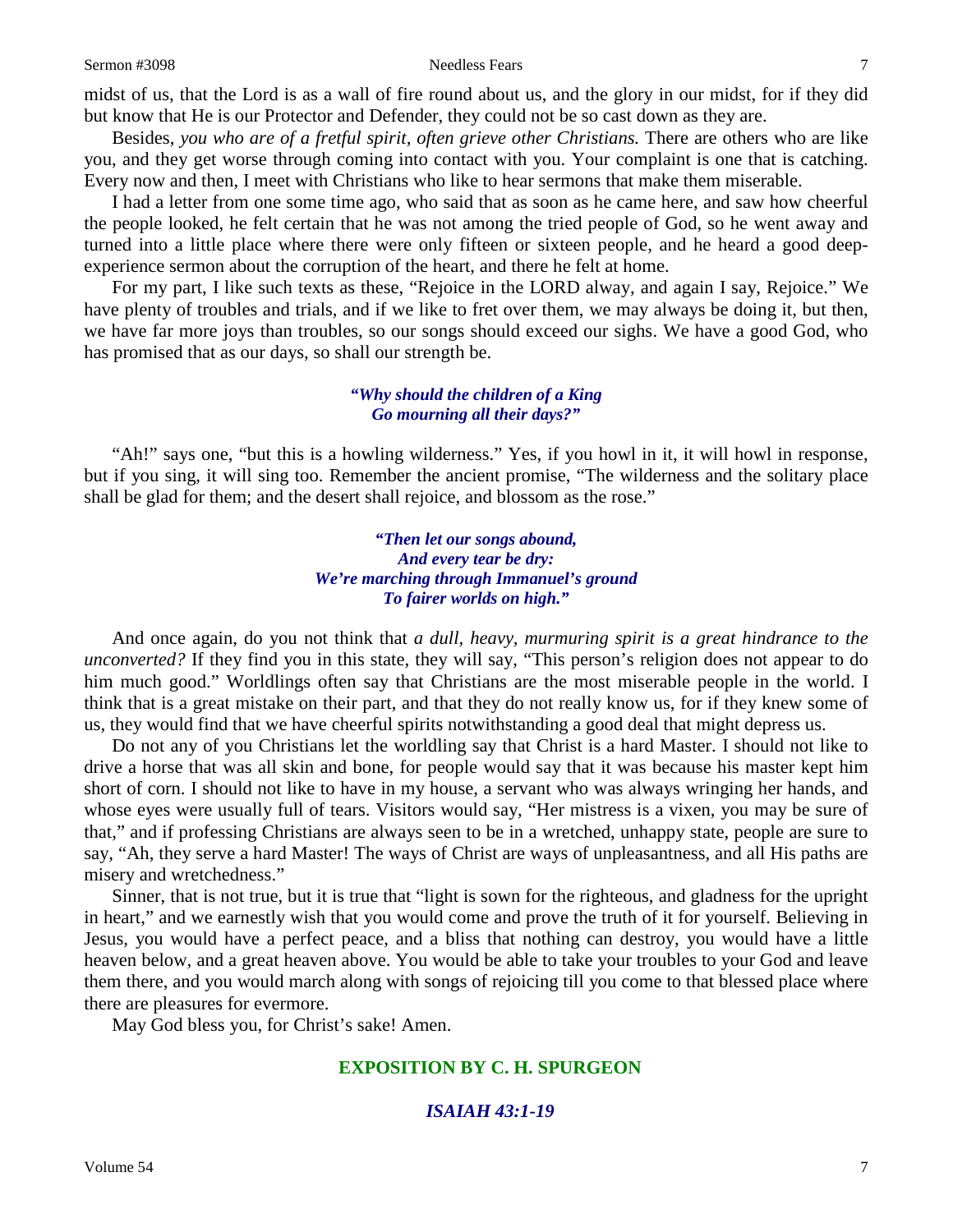midst of us, that the Lord is as a wall of fire round about us, and the glory in our midst, for if they did but know that He is our Protector and Defender, they could not be so cast down as they are.

Besides, *you who are of a fretful spirit, often grieve other Christians.* There are others who are like you, and they get worse through coming into contact with you. Your complaint is one that is catching. Every now and then, I meet with Christians who like to hear sermons that make them miserable.

I had a letter from one some time ago, who said that as soon as he came here, and saw how cheerful the people looked, he felt certain that he was not among the tried people of God, so he went away and turned into a little place where there were only fifteen or sixteen people, and he heard a good deep-experience sermon about the corruption of the heart, and there he felt at home.

For my part, I like such texts as these, "Rejoice in the LORD alway, and again I say, Rejoice." We have plenty of troubles and trials, and if we like to fret over them, we may always be doing it, but then, we have far more joys than troubles, so our songs should exceed our sighs. We have a good God, who has promised that as our days, so shall our strength be.

> ***"Why should the children of a King***
> ***Go mourning all their days?"***

"Ah!" says one, "but this is a howling wilderness." Yes, if you howl in it, it will howl in response, but if you sing, it will sing too. Remember the ancient promise, "The wilderness and the solitary place shall be glad for them; and the desert shall rejoice, and blossom as the rose."

> ***"Then let our songs abound,***
> ***And every tear be dry:***
> ***We're marching through Immanuel's ground***
> ***To fairer worlds on high."***

And once again, do you not think that *a dull, heavy, murmuring spirit is a great hindrance to the unconverted?* If they find you in this state, they will say, "This person's religion does not appear to do him much good." Worldlings often say that Christians are the most miserable people in the world. I think that is a great mistake on their part, and that they do not really know us, for if they knew some of us, they would find that we have cheerful spirits notwithstanding a good deal that might depress us.

Do not any of you Christians let the worldling say that Christ is a hard Master. I should not like to drive a horse that was all skin and bone, for people would say that it was because his master kept him short of corn. I should not like to have in my house, a servant who was always wringing her hands, and whose eyes were usually full of tears. Visitors would say, "Her mistress is a vixen, you may be sure of that," and if professing Christians are always seen to be in a wretched, unhappy state, people are sure to say, "Ah, they serve a hard Master! The ways of Christ are ways of unpleasantness, and all His paths are misery and wretchedness."

Sinner, that is not true, but it is true that "light is sown for the righteous, and gladness for the upright in heart," and we earnestly wish that you would come and prove the truth of it for yourself. Believing in Jesus, you would have a perfect peace, and a bliss that nothing can destroy, you would have a little heaven below, and a great heaven above. You would be able to take your troubles to your God and leave them there, and you would march along with songs of rejoicing till you come to that blessed place where there are pleasures for evermore.

May God bless you, for Christ's sake! Amen.

## EXPOSITION BY C. H. SPURGEON

### *ISAIAH 43:1-19*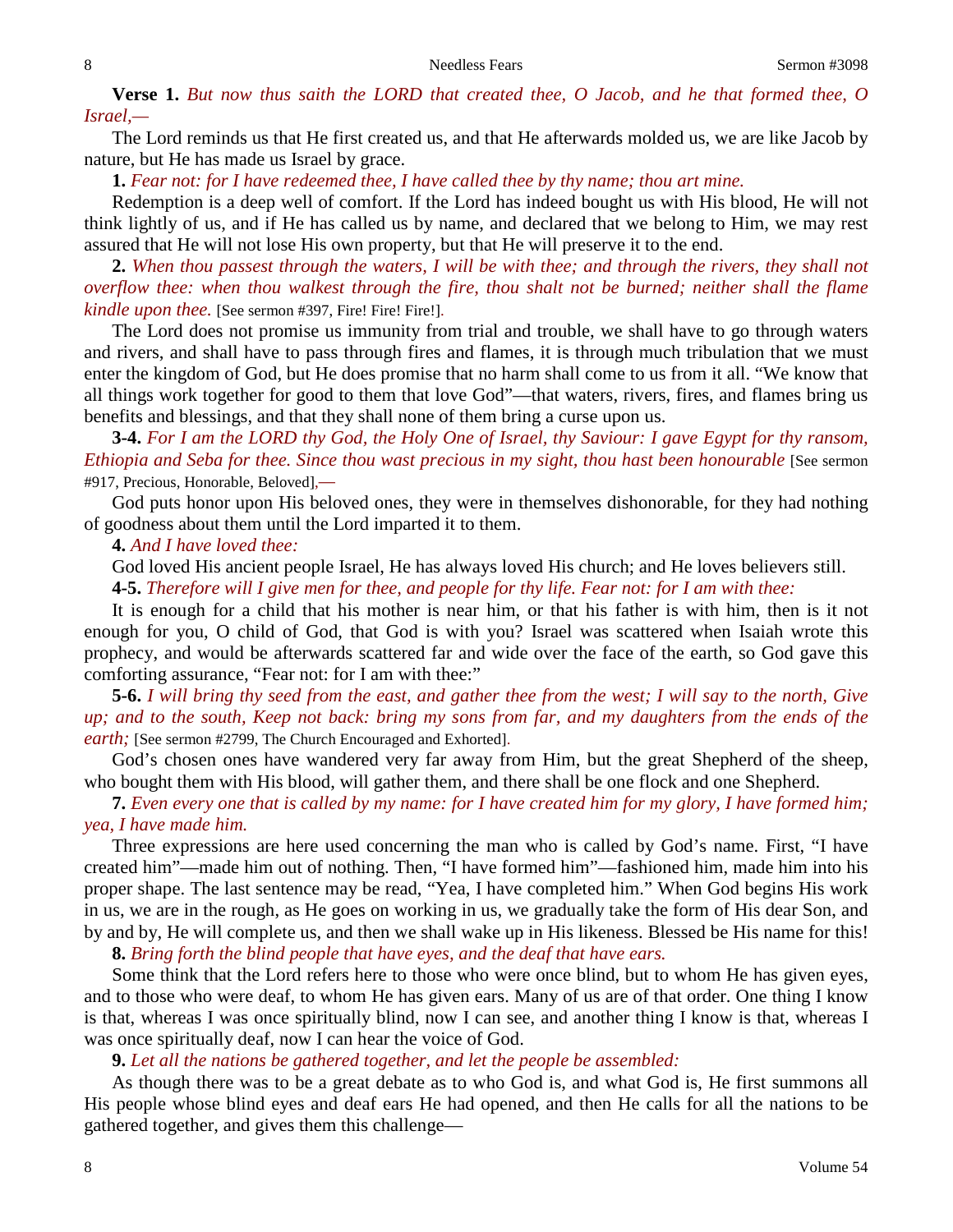**Verse 1.** *But now thus saith the LORD that created thee, O Jacob, and he that formed thee, O Israel,—*

The Lord reminds us that He first created us, and that He afterwards molded us, we are like Jacob by nature, but He has made us Israel by grace.

**1.** *Fear not: for I have redeemed thee, I have called thee by thy name; thou art mine.*

Redemption is a deep well of comfort. If the Lord has indeed bought us with His blood, He will not think lightly of us, and if He has called us by name, and declared that we belong to Him, we may rest assured that He will not lose His own property, but that He will preserve it to the end.

**2.** *When thou passest through the waters, I will be with thee; and through the rivers, they shall not overflow thee: when thou walkest through the fire, thou shalt not be burned; neither shall the flame kindle upon thee.* [See sermon #397, Fire! Fire! Fire!].

The Lord does not promise us immunity from trial and trouble, we shall have to go through waters and rivers, and shall have to pass through fires and flames, it is through much tribulation that we must enter the kingdom of God, but He does promise that no harm shall come to us from it all. "We know that all things work together for good to them that love God"—that waters, rivers, fires, and flames bring us benefits and blessings, and that they shall none of them bring a curse upon us.

**3-4.** *For I am the LORD thy God, the Holy One of Israel, thy Saviour: I gave Egypt for thy ransom, Ethiopia and Seba for thee. Since thou wast precious in my sight, thou hast been honourable* [See sermon #917, Precious, Honorable, Beloved],*—*

God puts honor upon His beloved ones, they were in themselves dishonorable, for they had nothing of goodness about them until the Lord imparted it to them.

**4.** *And I have loved thee:*

God loved His ancient people Israel, He has always loved His church; and He loves believers still.

**4-5.** *Therefore will I give men for thee, and people for thy life. Fear not: for I am with thee:*

It is enough for a child that his mother is near him, or that his father is with him, then is it not enough for you, O child of God, that God is with you? Israel was scattered when Isaiah wrote this prophecy, and would be afterwards scattered far and wide over the face of the earth, so God gave this comforting assurance, "Fear not: for I am with thee:"

**5-6.** *I will bring thy seed from the east, and gather thee from the west; I will say to the north, Give up; and to the south, Keep not back: bring my sons from far, and my daughters from the ends of the earth;* [See sermon #2799, The Church Encouraged and Exhorted].

God's chosen ones have wandered very far away from Him, but the great Shepherd of the sheep, who bought them with His blood, will gather them, and there shall be one flock and one Shepherd.

**7.** *Even every one that is called by my name: for I have created him for my glory, I have formed him; yea, I have made him.*

Three expressions are here used concerning the man who is called by God's name. First, "I have created him"—made him out of nothing. Then, "I have formed him"—fashioned him, made him into his proper shape. The last sentence may be read, "Yea, I have completed him." When God begins His work in us, we are in the rough, as He goes on working in us, we gradually take the form of His dear Son, and by and by, He will complete us, and then we shall wake up in His likeness. Blessed be His name for this!

**8.** *Bring forth the blind people that have eyes, and the deaf that have ears.*

Some think that the Lord refers here to those who were once blind, but to whom He has given eyes, and to those who were deaf, to whom He has given ears. Many of us are of that order. One thing I know is that, whereas I was once spiritually blind, now I can see, and another thing I know is that, whereas I was once spiritually deaf, now I can hear the voice of God.

**9.** *Let all the nations be gathered together, and let the people be assembled:*

As though there was to be a great debate as to who God is, and what God is, He first summons all His people whose blind eyes and deaf ears He had opened, and then He calls for all the nations to be gathered together, and gives them this challenge—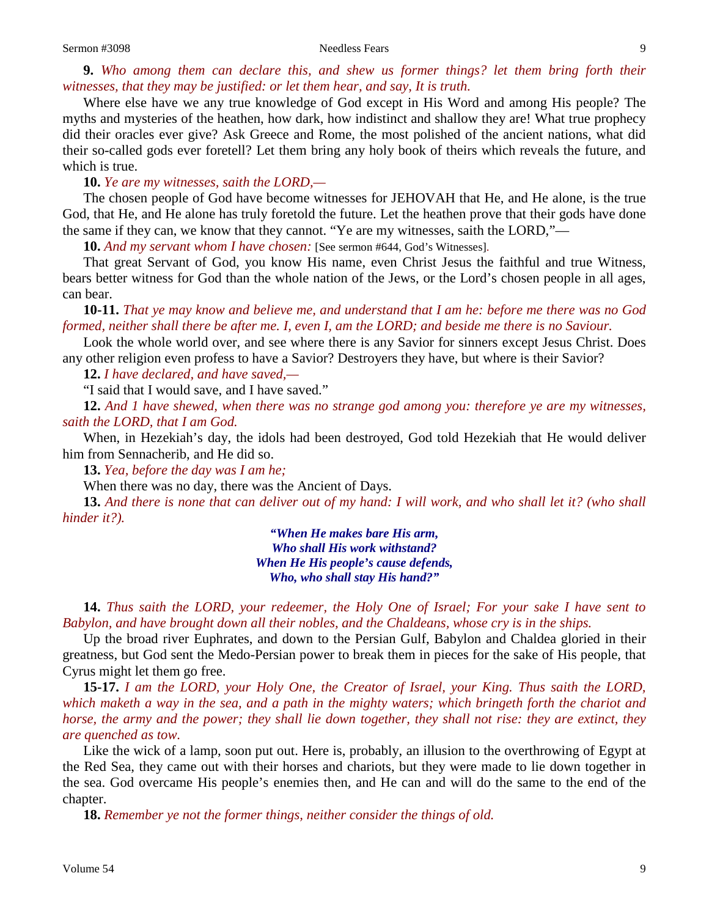**9.** *Who among them can declare this, and shew us former things? let them bring forth their witnesses, that they may be justified: or let them hear, and say, It is truth.*

Where else have we any true knowledge of God except in His Word and among His people? The myths and mysteries of the heathen, how dark, how indistinct and shallow they are! What true prophecy did their oracles ever give? Ask Greece and Rome, the most polished of the ancient nations, what did their so-called gods ever foretell? Let them bring any holy book of theirs which reveals the future, and which is true.

**10.** *Ye are my witnesses, saith the LORD,—*

The chosen people of God have become witnesses for JEHOVAH that He, and He alone, is the true God, that He, and He alone has truly foretold the future. Let the heathen prove that their gods have done the same if they can, we know that they cannot. "Ye are my witnesses, saith the LORD,"—

**10.** *And my servant whom I have chosen:* [See sermon #644, God's Witnesses].

That great Servant of God, you know His name, even Christ Jesus the faithful and true Witness, bears better witness for God than the whole nation of the Jews, or the Lord's chosen people in all ages, can bear.

**10-11.** *That ye may know and believe me, and understand that I am he: before me there was no God formed, neither shall there be after me. I, even I, am the LORD; and beside me there is no Saviour.*

Look the whole world over, and see where there is any Savior for sinners except Jesus Christ. Does any other religion even profess to have a Savior? Destroyers they have, but where is their Savior?

**12.** *I have declared, and have saved,—*

"I said that I would save, and I have saved."

**12.** *And 1 have shewed, when there was no strange god among you: therefore ye are my witnesses, saith the LORD, that I am God.*

When, in Hezekiah's day, the idols had been destroyed, God told Hezekiah that He would deliver him from Sennacherib, and He did so.

**13.** *Yea, before the day was I am he;*

When there was no day, there was the Ancient of Days.

**13.** *And there is none that can deliver out of my hand: I will work, and who shall let it? (who shall hinder it?).*

> ***"When He makes bare His arm,***
> ***Who shall His work withstand?***
> ***When He His people's cause defends,***
> ***Who, who shall stay His hand?"***

**14.** *Thus saith the LORD, your redeemer, the Holy One of Israel; For your sake I have sent to Babylon, and have brought down all their nobles, and the Chaldeans, whose cry is in the ships.*

Up the broad river Euphrates, and down to the Persian Gulf, Babylon and Chaldea gloried in their greatness, but God sent the Medo-Persian power to break them in pieces for the sake of His people, that Cyrus might let them go free.

**15-17.** *I am the LORD, your Holy One, the Creator of Israel, your King. Thus saith the LORD, which maketh a way in the sea, and a path in the mighty waters; which bringeth forth the chariot and horse, the army and the power; they shall lie down together, they shall not rise: they are extinct, they are quenched as tow.*

Like the wick of a lamp, soon put out. Here is, probably, an illusion to the overthrowing of Egypt at the Red Sea, they came out with their horses and chariots, but they were made to lie down together in the sea. God overcame His people's enemies then, and He can and will do the same to the end of the chapter.

**18.** *Remember ye not the former things, neither consider the things of old.*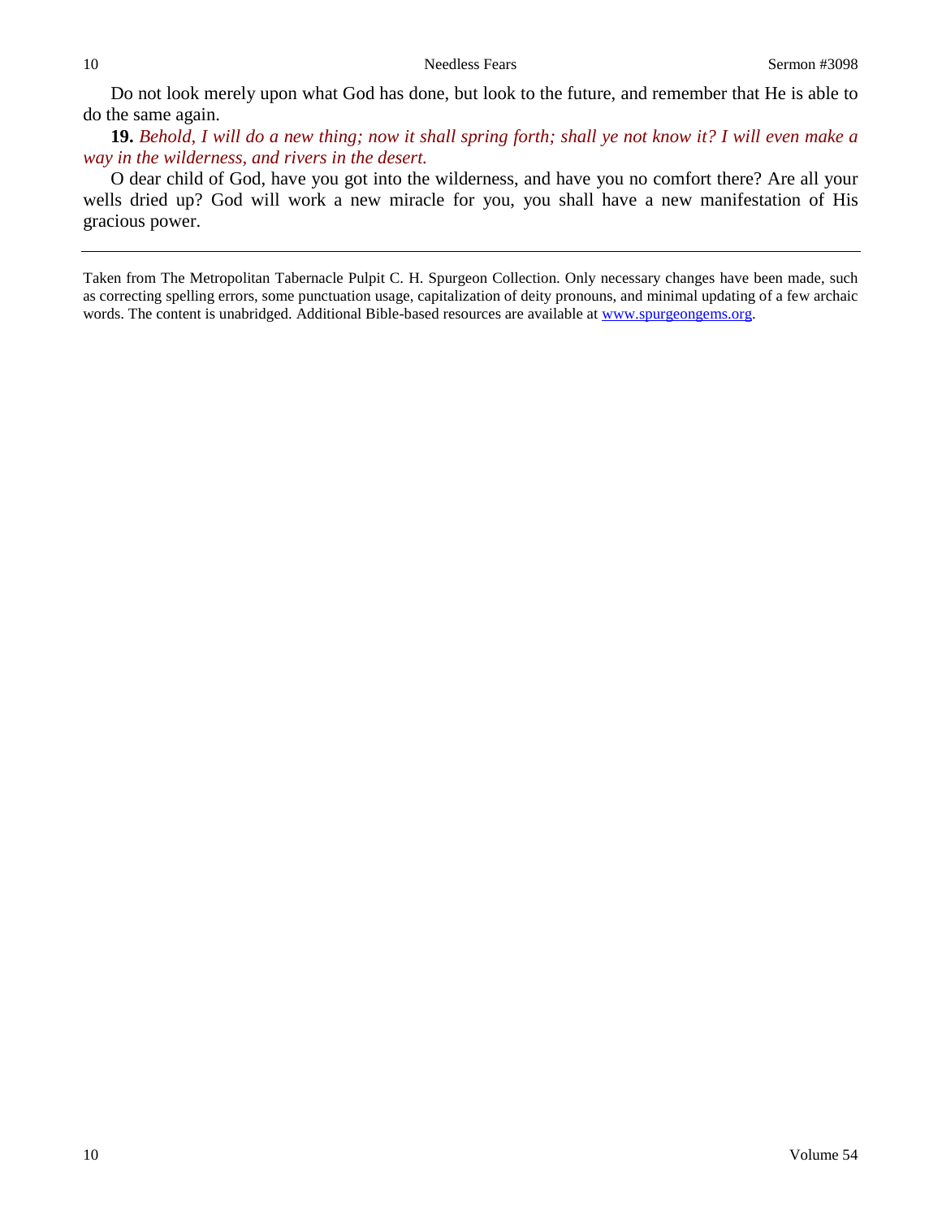Do not look merely upon what God has done, but look to the future, and remember that He is able to do the same again.

**19.** *Behold, I will do a new thing; now it shall spring forth; shall ye not know it? I will even make a way in the wilderness, and rivers in the desert.*

O dear child of God, have you got into the wilderness, and have you no comfort there? Are all your wells dried up? God will work a new miracle for you, you shall have a new manifestation of His gracious power.

---

Taken from The Metropolitan Tabernacle Pulpit C. H. Spurgeon Collection. Only necessary changes have been made, such as correcting spelling errors, some punctuation usage, capitalization of deity pronouns, and minimal updating of a few archaic words. The content is unabridged. Additional Bible-based resources are available at [www.spurgeongems.org](http://www.spurgeongems.org).